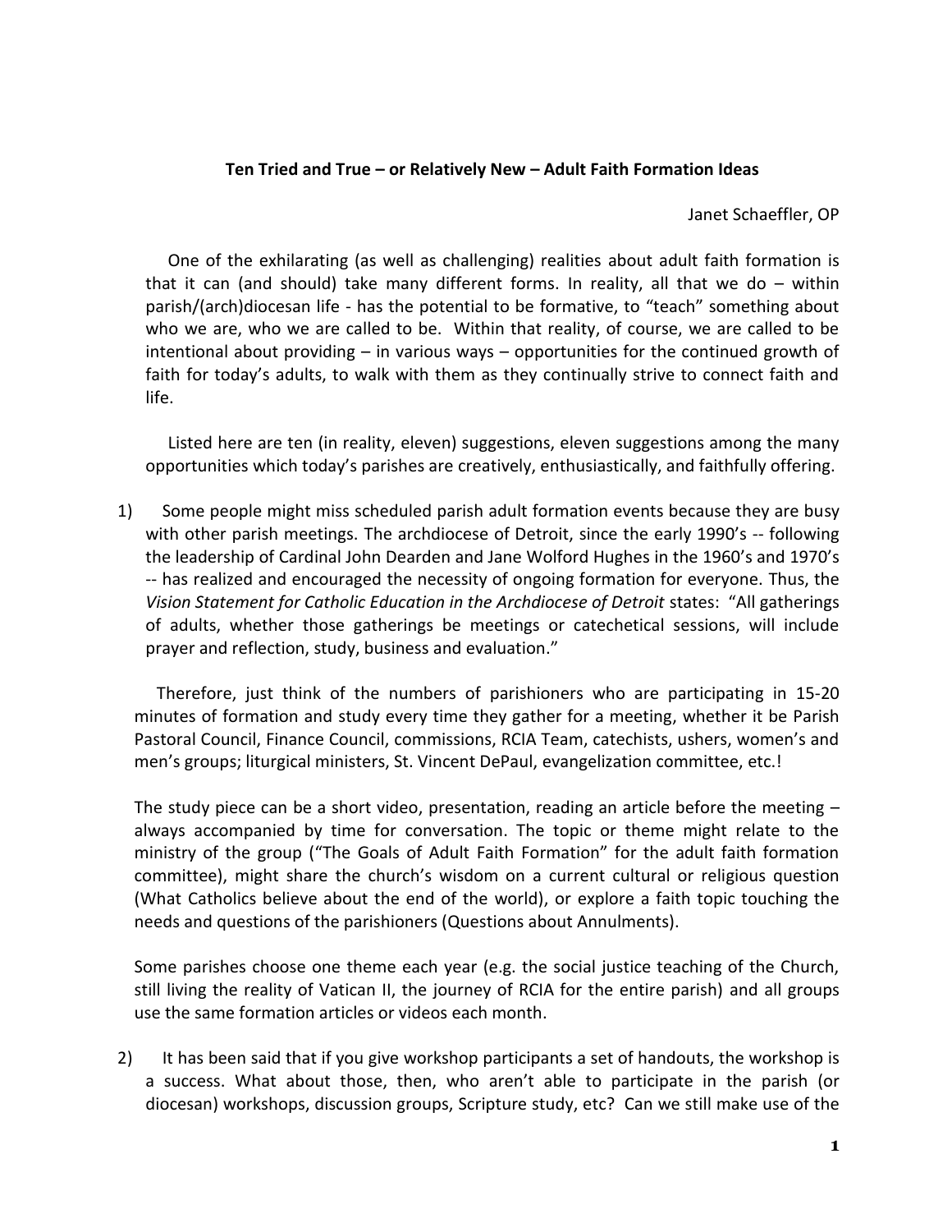**Ten Tried and True – or Relatively New – Adult Faith Formation Ideas**

Janet Schaeffler, OP

One of the exhilarating (as well as challenging) realities about adult faith formation is that it can (and should) take many different forms. In reality, all that we do – within parish/(arch)diocesan life - has the potential to be formative, to "teach" something about who we are, who we are called to be. Within that reality, of course, we are called to be intentional about providing – in various ways – opportunities for the continued growth of faith for today's adults, to walk with them as they continually strive to connect faith and life.

Listed here are ten (in reality, eleven) suggestions, eleven suggestions among the many opportunities which today's parishes are creatively, enthusiastically, and faithfully offering.

1) Some people might miss scheduled parish adult formation events because they are busy with other parish meetings. The archdiocese of Detroit, since the early 1990's -- following the leadership of Cardinal John Dearden and Jane Wolford Hughes in the 1960's and 1970's -- has realized and encouraged the necessity of ongoing formation for everyone. Thus, the *Vision Statement for Catholic Education in the Archdiocese of Detroit* states: "All gatherings of adults, whether those gatherings be meetings or catechetical sessions, will include prayer and reflection, study, business and evaluation."

   Therefore, just think of the numbers of parishioners who are participating in 15-20 minutes of formation and study every time they gather for a meeting, whether it be Parish Pastoral Council, Finance Council, commissions, RCIA Team, catechists, ushers, women's and men's groups; liturgical ministers, St. Vincent DePaul, evangelization committee, etc.!

   The study piece can be a short video, presentation, reading an article before the meeting – always accompanied by time for conversation. The topic or theme might relate to the ministry of the group ("The Goals of Adult Faith Formation" for the adult faith formation committee), might share the church's wisdom on a current cultural or religious question (What Catholics believe about the end of the world), or explore a faith topic touching the needs and questions of the parishioners (Questions about Annulments).

   Some parishes choose one theme each year (e.g. the social justice teaching of the Church, still living the reality of Vatican II, the journey of RCIA for the entire parish) and all groups use the same formation articles or videos each month.

2) It has been said that if you give workshop participants a set of handouts, the workshop is a success. What about those, then, who aren't able to participate in the parish (or diocesan) workshops, discussion groups, Scripture study, etc? Can we still make use of the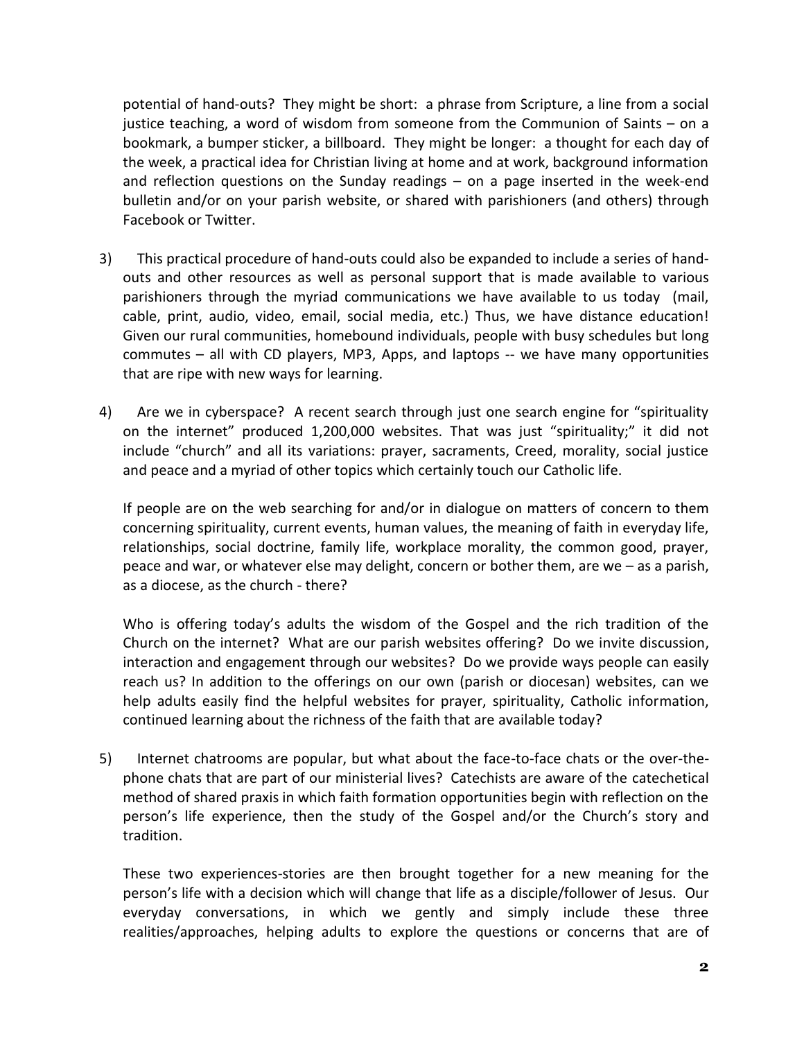potential of hand-outs? They might be short: a phrase from Scripture, a line from a social justice teaching, a word of wisdom from someone from the Communion of Saints – on a bookmark, a bumper sticker, a billboard. They might be longer: a thought for each day of the week, a practical idea for Christian living at home and at work, background information and reflection questions on the Sunday readings – on a page inserted in the week-end bulletin and/or on your parish website, or shared with parishioners (and others) through Facebook or Twitter.

3) This practical procedure of hand-outs could also be expanded to include a series of hand-outs and other resources as well as personal support that is made available to various parishioners through the myriad communications we have available to us today (mail, cable, print, audio, video, email, social media, etc.) Thus, we have distance education! Given our rural communities, homebound individuals, people with busy schedules but long commutes – all with CD players, MP3, Apps, and laptops -- we have many opportunities that are ripe with new ways for learning.

4) Are we in cyberspace? A recent search through just one search engine for "spirituality on the internet" produced 1,200,000 websites. That was just "spirituality;" it did not include "church" and all its variations: prayer, sacraments, Creed, morality, social justice and peace and a myriad of other topics which certainly touch our Catholic life.

   If people are on the web searching for and/or in dialogue on matters of concern to them concerning spirituality, current events, human values, the meaning of faith in everyday life, relationships, social doctrine, family life, workplace morality, the common good, prayer, peace and war, or whatever else may delight, concern or bother them, are we – as a parish, as a diocese, as the church - there?

   Who is offering today's adults the wisdom of the Gospel and the rich tradition of the Church on the internet? What are our parish websites offering? Do we invite discussion, interaction and engagement through our websites? Do we provide ways people can easily reach us? In addition to the offerings on our own (parish or diocesan) websites, can we help adults easily find the helpful websites for prayer, spirituality, Catholic information, continued learning about the richness of the faith that are available today?

5) Internet chatrooms are popular, but what about the face-to-face chats or the over-the-phone chats that are part of our ministerial lives? Catechists are aware of the catechetical method of shared praxis in which faith formation opportunities begin with reflection on the person's life experience, then the study of the Gospel and/or the Church's story and tradition.

   These two experiences-stories are then brought together for a new meaning for the person's life with a decision which will change that life as a disciple/follower of Jesus. Our everyday conversations, in which we gently and simply include these three realities/approaches, helping adults to explore the questions or concerns that are of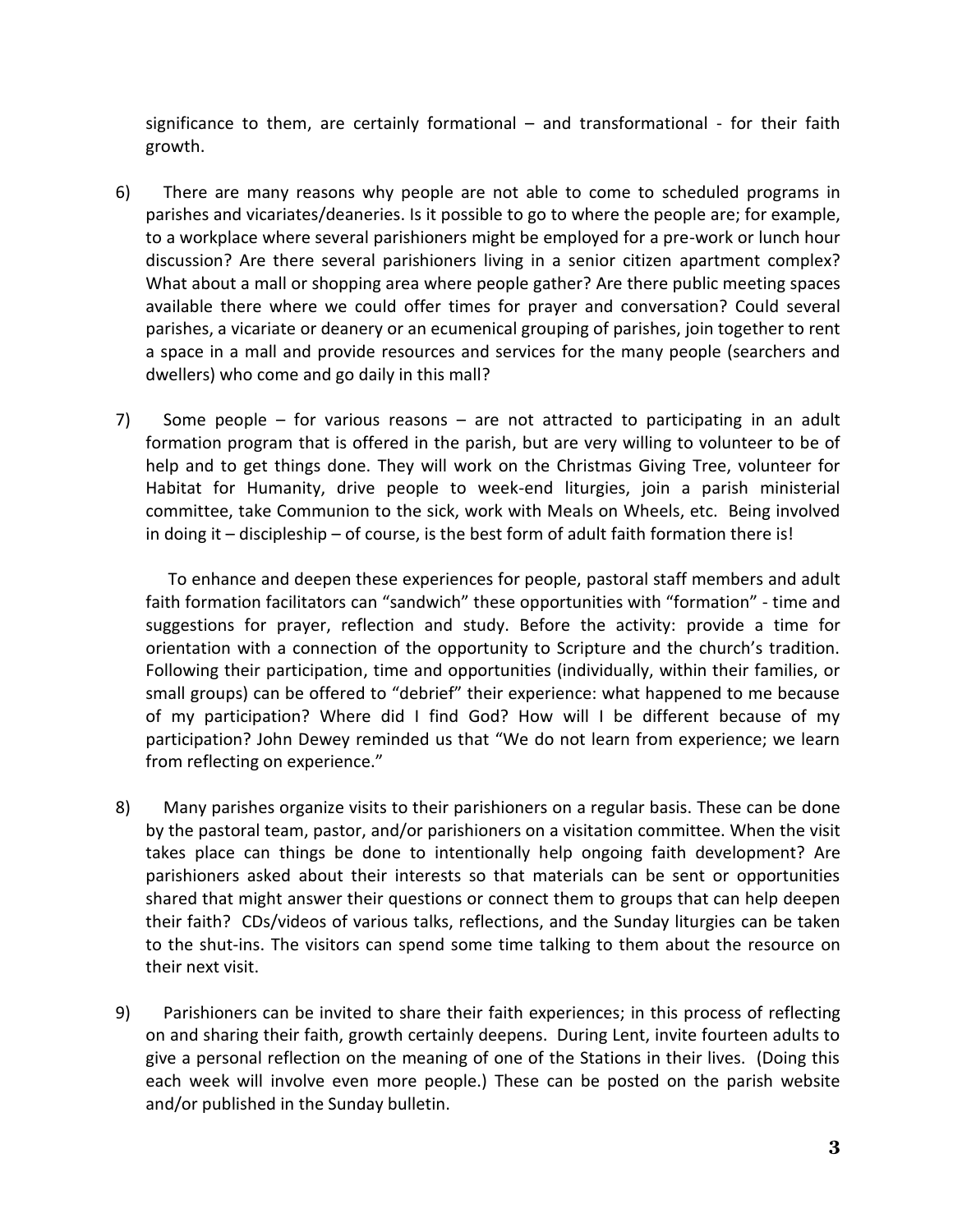significance to them, are certainly formational – and transformational - for their faith growth.

6) There are many reasons why people are not able to come to scheduled programs in parishes and vicariates/deaneries. Is it possible to go to where the people are; for example, to a workplace where several parishioners might be employed for a pre-work or lunch hour discussion? Are there several parishioners living in a senior citizen apartment complex? What about a mall or shopping area where people gather? Are there public meeting spaces available there where we could offer times for prayer and conversation? Could several parishes, a vicariate or deanery or an ecumenical grouping of parishes, join together to rent a space in a mall and provide resources and services for the many people (searchers and dwellers) who come and go daily in this mall?

7) Some people – for various reasons – are not attracted to participating in an adult formation program that is offered in the parish, but are very willing to volunteer to be of help and to get things done. They will work on the Christmas Giving Tree, volunteer for Habitat for Humanity, drive people to week-end liturgies, join a parish ministerial committee, take Communion to the sick, work with Meals on Wheels, etc. Being involved in doing it – discipleship – of course, is the best form of adult faith formation there is!

   To enhance and deepen these experiences for people, pastoral staff members and adult faith formation facilitators can "sandwich" these opportunities with "formation" - time and suggestions for prayer, reflection and study. Before the activity: provide a time for orientation with a connection of the opportunity to Scripture and the church's tradition. Following their participation, time and opportunities (individually, within their families, or small groups) can be offered to "debrief" their experience: what happened to me because of my participation? Where did I find God? How will I be different because of my participation? John Dewey reminded us that "We do not learn from experience; we learn from reflecting on experience."

8) Many parishes organize visits to their parishioners on a regular basis. These can be done by the pastoral team, pastor, and/or parishioners on a visitation committee. When the visit takes place can things be done to intentionally help ongoing faith development? Are parishioners asked about their interests so that materials can be sent or opportunities shared that might answer their questions or connect them to groups that can help deepen their faith? CDs/videos of various talks, reflections, and the Sunday liturgies can be taken to the shut-ins. The visitors can spend some time talking to them about the resource on their next visit.

9) Parishioners can be invited to share their faith experiences; in this process of reflecting on and sharing their faith, growth certainly deepens. During Lent, invite fourteen adults to give a personal reflection on the meaning of one of the Stations in their lives. (Doing this each week will involve even more people.) These can be posted on the parish website and/or published in the Sunday bulletin.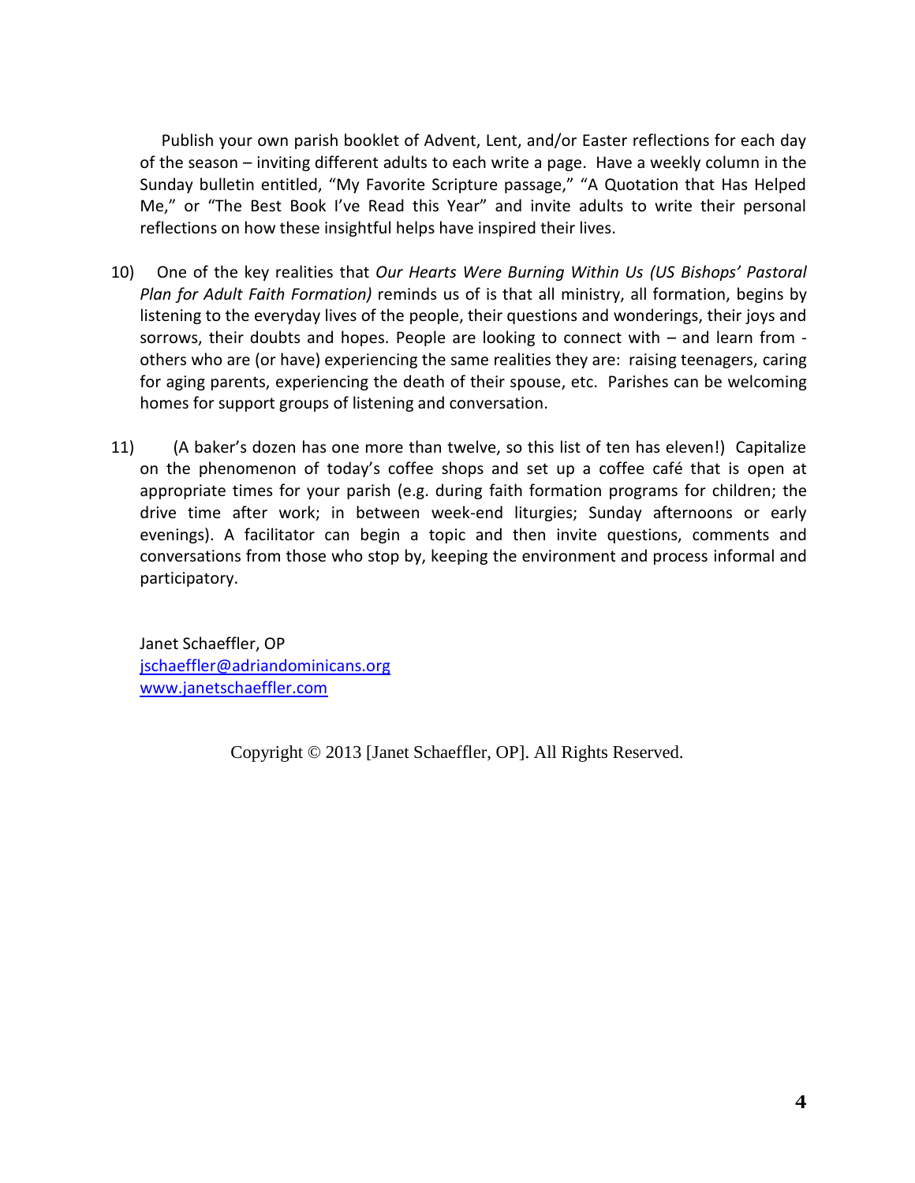Publish your own parish booklet of Advent, Lent, and/or Easter reflections for each day of the season – inviting different adults to each write a page. Have a weekly column in the Sunday bulletin entitled, "My Favorite Scripture passage," "A Quotation that Has Helped Me," or "The Best Book I've Read this Year" and invite adults to write their personal reflections on how these insightful helps have inspired their lives.

10) One of the key realities that *Our Hearts Were Burning Within Us (US Bishops' Pastoral Plan for Adult Faith Formation)* reminds us of is that all ministry, all formation, begins by listening to the everyday lives of the people, their questions and wonderings, their joys and sorrows, their doubts and hopes. People are looking to connect with – and learn from - others who are (or have) experiencing the same realities they are: raising teenagers, caring for aging parents, experiencing the death of their spouse, etc. Parishes can be welcoming homes for support groups of listening and conversation.

11) (A baker's dozen has one more than twelve, so this list of ten has eleven!) Capitalize on the phenomenon of today's coffee shops and set up a coffee café that is open at appropriate times for your parish (e.g. during faith formation programs for children; the drive time after work; in between week-end liturgies; Sunday afternoons or early evenings). A facilitator can begin a topic and then invite questions, comments and conversations from those who stop by, keeping the environment and process informal and participatory.

Janet Schaeffler, OP
[jschaeffler@adriandominicans.org](mailto:jschaeffler@adriandominicans.org)
[www.janetschaeffler.com](http://www.janetschaeffler.com)

Copyright © 2013 [Janet Schaeffler, OP]. All Rights Reserved.